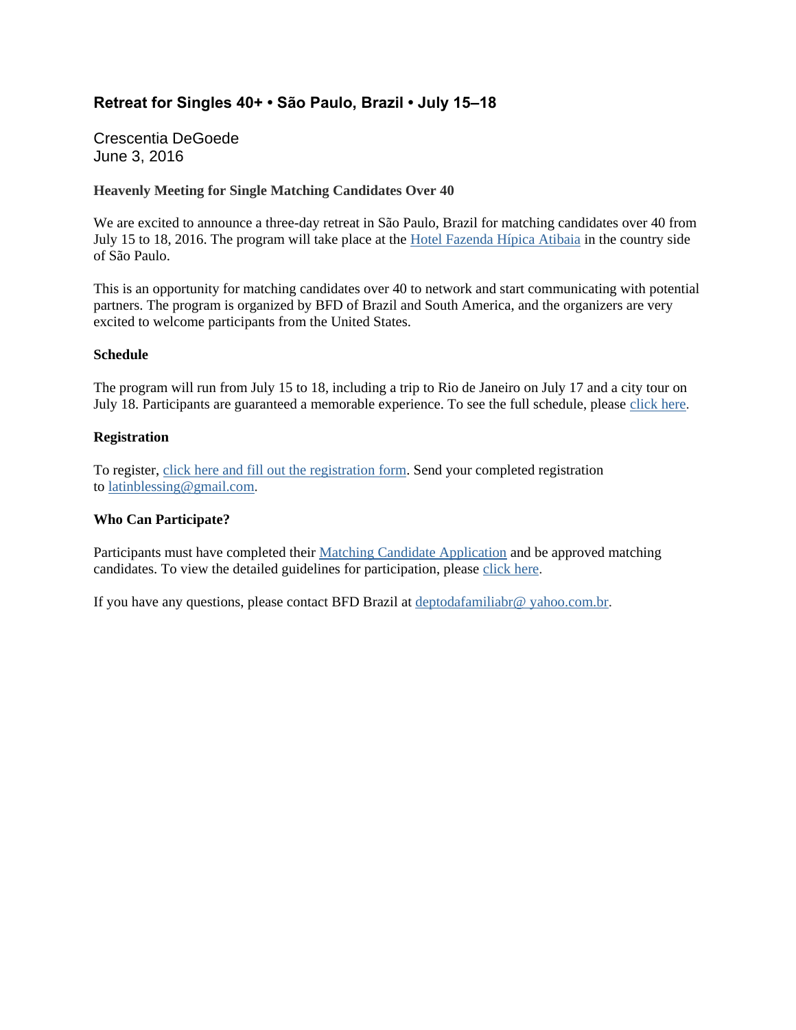## Retreat for Singles 40+ • São Paulo, Brazil • July 15–18

Crescentia DeGoede
June 3, 2016

**Heavenly Meeting for Single Matching Candidates Over 40**

We are excited to announce a three-day retreat in São Paulo, Brazil for matching candidates over 40 from July 15 to 18, 2016. The program will take place at the Hotel Fazenda Hípica Atibaia in the country side of São Paulo.

This is an opportunity for matching candidates over 40 to network and start communicating with potential partners. The program is organized by BFD of Brazil and South America, and the organizers are very excited to welcome participants from the United States.

**Schedule**

The program will run from July 15 to 18, including a trip to Rio de Janeiro on July 17 and a city tour on July 18. Participants are guaranteed a memorable experience. To see the full schedule, please click here.

**Registration**

To register, click here and fill out the registration form. Send your completed registration to latinblessing@gmail.com.

**Who Can Participate?**

Participants must have completed their Matching Candidate Application and be approved matching candidates. To view the detailed guidelines for participation, please click here.

If you have any questions, please contact BFD Brazil at deptodafamiliabr@ yahoo.com.br.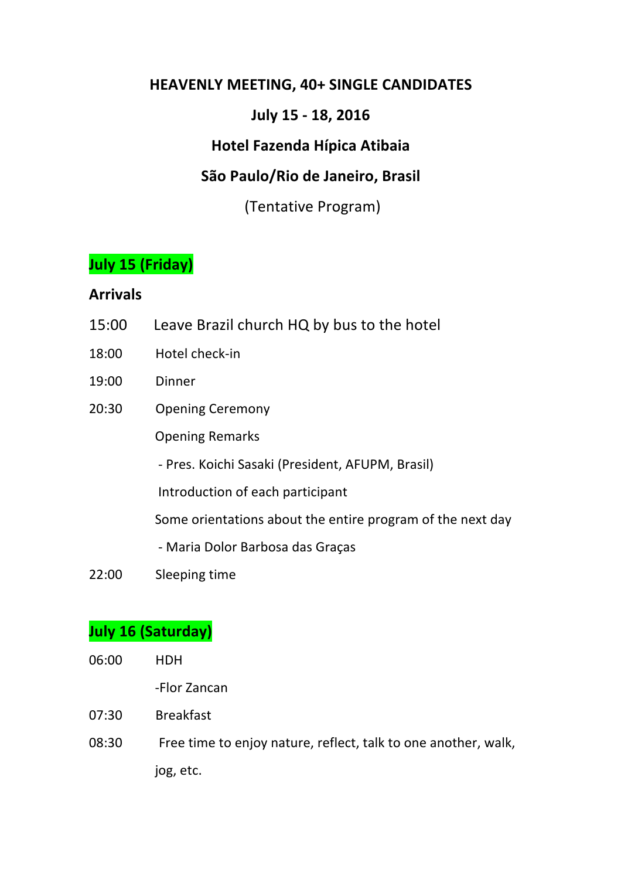**HEAVENLY MEETING, 40+ SINGLE CANDIDATES**

**July 15 - 18, 2016**

**Hotel Fazenda Hípica Atibaia**

**São Paulo/Rio de Janeiro, Brasil**

(Tentative Program)

**July 15 (Friday)**

**Arrivals**

15:00 Leave Brazil church HQ by bus to the hotel

18:00 Hotel check-in

19:00 Dinner

20:30 Opening Ceremony

Opening Remarks

- Pres. Koichi Sasaki (President, AFUPM, Brasil)

Introduction of each participant

Some orientations about the entire program of the next day

- Maria Dolor Barbosa das Graças

22:00 Sleeping time

**July 16 (Saturday)**

06:00 HDH

-Flor Zancan

07:30 Breakfast

08:30 Free time to enjoy nature, reflect, talk to one another, walk, jog, etc.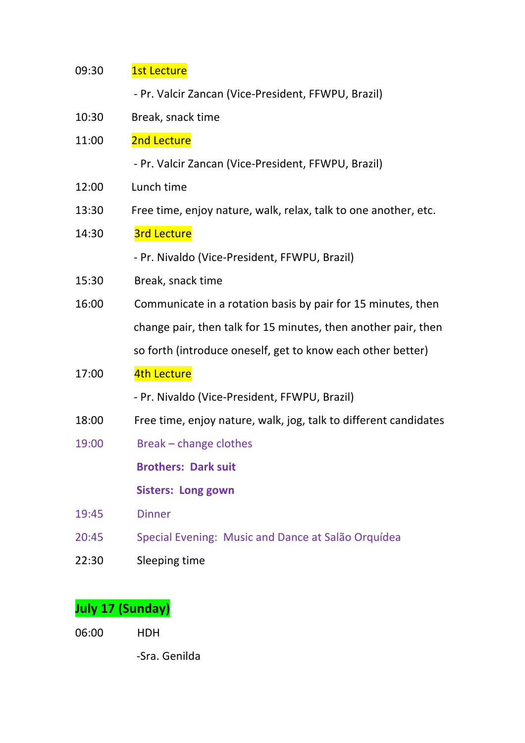| | |
|---|---|
| 09:30 | 1st Lecture |
| | - Pr. Valcir Zancan (Vice-President, FFWPU, Brazil) |
| 10:30 | Break, snack time |
| 11:00 | 2nd Lecture |
| | - Pr. Valcir Zancan (Vice-President, FFWPU, Brazil) |
| 12:00 | Lunch time |
| 13:30 | Free time, enjoy nature, walk, relax, talk to one another, etc. |
| 14:30 | 3rd Lecture |
| | - Pr. Nivaldo (Vice-President, FFWPU, Brazil) |
| 15:30 | Break, snack time |
| 16:00 | Communicate in a rotation basis by pair for 15 minutes, then change pair, then talk for 15 minutes, then another pair, then so forth (introduce oneself, get to know each other better) |
| 17:00 | 4th Lecture |
| | - Pr. Nivaldo (Vice-President, FFWPU, Brazil) |
| 18:00 | Free time, enjoy nature, walk, jog, talk to different candidates |
| 19:00 | Break – change clothes |
| | **Brothers: Dark suit** |
| | **Sisters: Long gown** |
| 19:45 | Dinner |
| 20:45 | Special Evening: Music and Dance at Salão Orquídea |
| 22:30 | Sleeping time |

## July 17 (Sunday)

| | |
|---|---|
| 06:00 | HDH |
| | -Sra. Genilda |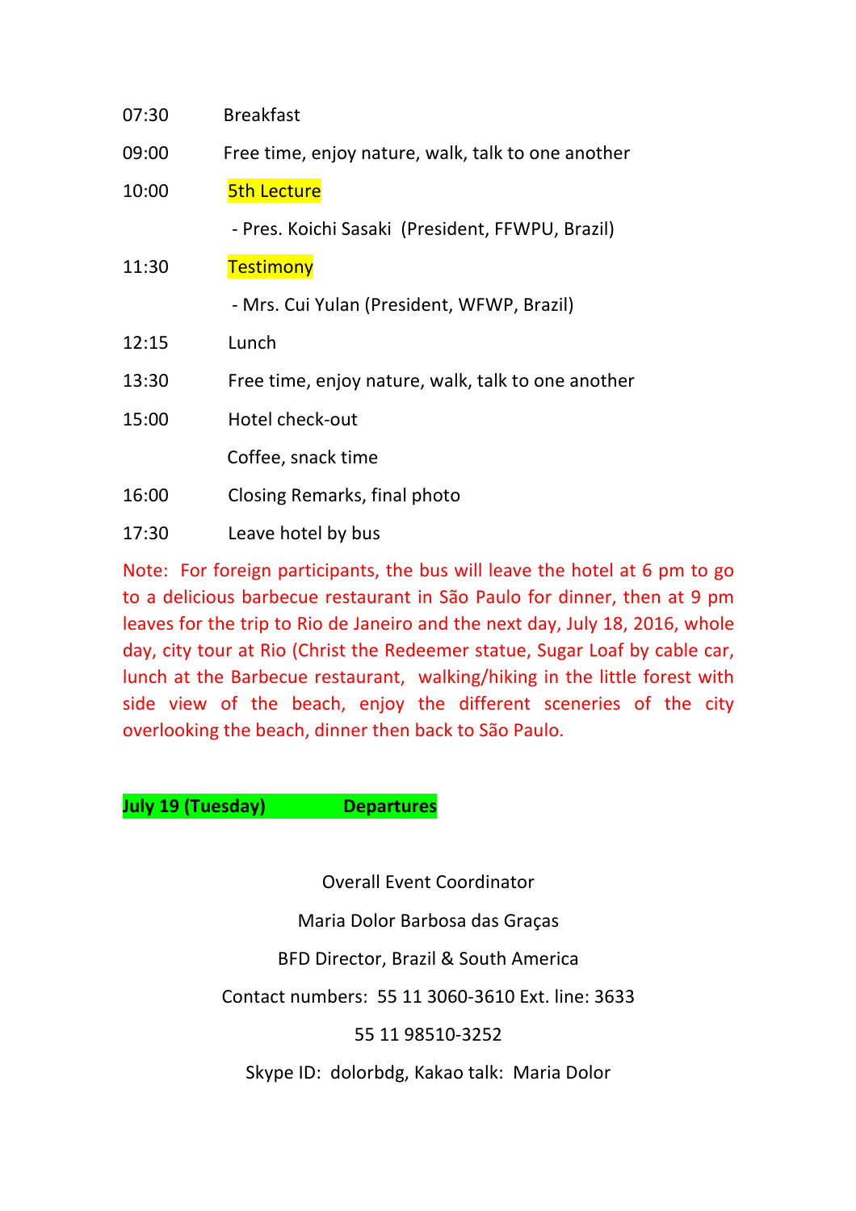| | |
|---|---|
| 07:30 | Breakfast |
| 09:00 | Free time, enjoy nature, walk, talk to one another |
| 10:00 | 5th Lecture |
| | - Pres. Koichi Sasaki (President, FFWPU, Brazil) |
| 11:30 | Testimony |
| | - Mrs. Cui Yulan (President, WFWP, Brazil) |
| 12:15 | Lunch |
| 13:30 | Free time, enjoy nature, walk, talk to one another |
| 15:00 | Hotel check-out |
| | Coffee, snack time |
| 16:00 | Closing Remarks, final photo |
| 17:30 | Leave hotel by bus |

Note: For foreign participants, the bus will leave the hotel at 6 pm to go to a delicious barbecue restaurant in São Paulo for dinner, then at 9 pm leaves for the trip to Rio de Janeiro and the next day, July 18, 2016, whole day, city tour at Rio (Christ the Redeemer statue, Sugar Loaf by cable car, lunch at the Barbecue restaurant, walking/hiking in the little forest with side view of the beach, enjoy the different sceneries of the city overlooking the beach, dinner then back to São Paulo.

**July 19 (Tuesday) Departures**

Overall Event Coordinator

Maria Dolor Barbosa das Graças

BFD Director, Brazil & South America

Contact numbers: 55 11 3060-3610 Ext. line: 3633

55 11 98510-3252

Skype ID: dolorbdg, Kakao talk: Maria Dolor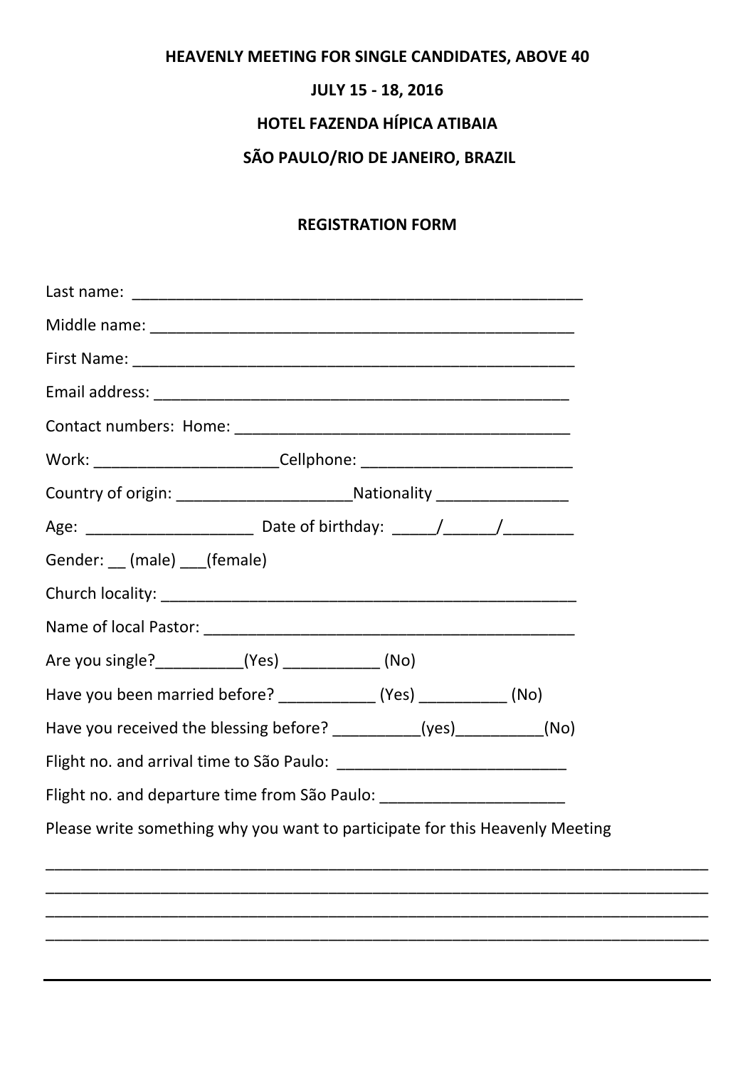**HEAVENLY MEETING FOR SINGLE CANDIDATES, ABOVE 40**

**JULY 15 - 18, 2016**

**HOTEL FAZENDA HÍPICA ATIBAIA**

**SÃO PAULO/RIO DE JANEIRO, BRAZIL**

**REGISTRATION FORM**

Last name: ____________________________________________________

Middle name: _________________________________________________

First Name: ___________________________________________________

Email address: ________________________________________________

Contact numbers: Home: _______________________________________

Work: _____________________Cellphone: ________________________

Country of origin: ____________________Nationality _______________

Age: ___________________ Date of birthday: _____/______/________

Gender: __ (male) ___(female)

Church locality: _______________________________________________

Name of local Pastor: __________________________________________

Are you single?__________(Yes) ___________ (No)

Have you been married before? ___________ (Yes) __________ (No)

Have you received the blessing before? __________(yes)__________(No)

Flight no. and arrival time to São Paulo: __________________________

Flight no. and departure time from São Paulo: _____________________

Please write something why you want to participate for this Heavenly Meeting

____________________________________________________________________________

____________________________________________________________________________

____________________________________________________________________________

____________________________________________________________________________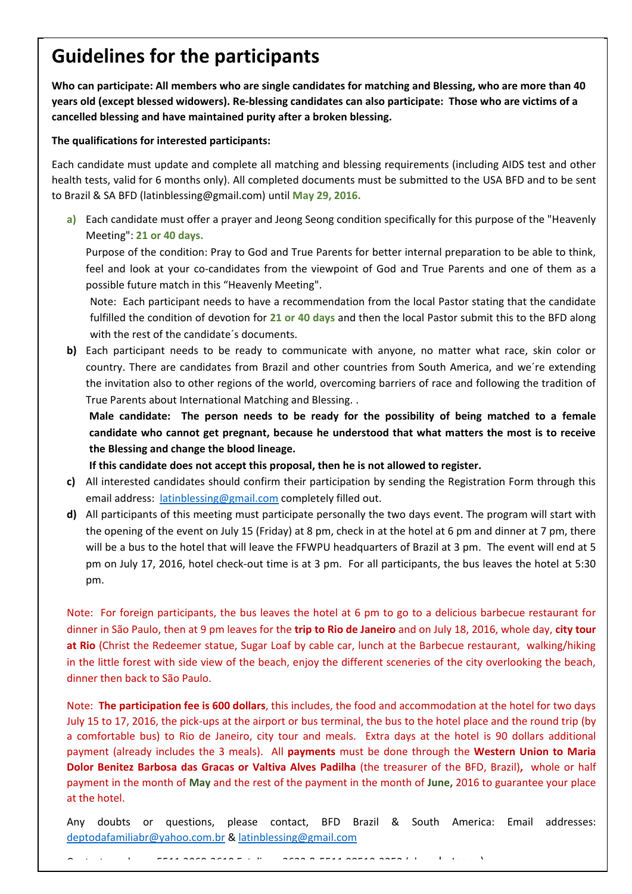# Guidelines for the participants

**Who can participate: All members who are single candidates for matching and Blessing, who are more than 40 years old (except blessed widowers). Re-blessing candidates can also participate: Those who are victims of a cancelled blessing and have maintained purity after a broken blessing.**

**The qualifications for interested participants:**

Each candidate must update and complete all matching and blessing requirements (including AIDS test and other health tests, valid for 6 months only). All completed documents must be submitted to the USA BFD and to be sent to Brazil & SA BFD (latinblessing@gmail.com) until **May 29, 2016.**

**a)** Each candidate must offer a prayer and Jeong Seong condition specifically for this purpose of the "Heavenly Meeting": **21 or 40 days.**
Purpose of the condition: Pray to God and True Parents for better internal preparation to be able to think, feel and look at your co-candidates from the viewpoint of God and True Parents and one of them as a possible future match in this "Heavenly Meeting".
Note: Each participant needs to have a recommendation from the local Pastor stating that the candidate fulfilled the condition of devotion for **21 or 40 days** and then the local Pastor submit this to the BFD along with the rest of the candidate´s documents.

**b)** Each participant needs to be ready to communicate with anyone, no matter what race, skin color or country. There are candidates from Brazil and other countries from South America, and we´re extending the invitation also to other regions of the world, overcoming barriers of race and following the tradition of True Parents about International Matching and Blessing. .
**Male candidate: The person needs to be ready for the possibility of being matched to a female candidate who cannot get pregnant, because he understood that what matters the most is to receive the Blessing and change the blood lineage.**
**If this candidate does not accept this proposal, then he is not allowed to register.**

**c)** All interested candidates should confirm their participation by sending the Registration Form through this email address: latinblessing@gmail.com completely filled out.

**d)** All participants of this meeting must participate personally the two days event. The program will start with the opening of the event on July 15 (Friday) at 8 pm, check in at the hotel at 6 pm and dinner at 7 pm, there will be a bus to the hotel that will leave the FFWPU headquarters of Brazil at 3 pm. The event will end at 5 pm on July 17, 2016, hotel check-out time is at 3 pm. For all participants, the bus leaves the hotel at 5:30 pm.

Note: For foreign participants, the bus leaves the hotel at 6 pm to go to a delicious barbecue restaurant for dinner in São Paulo, then at 9 pm leaves for the **trip to Rio de Janeiro** and on July 18, 2016, whole day, **city tour at Rio** (Christ the Redeemer statue, Sugar Loaf by cable car, lunch at the Barbecue restaurant, walking/hiking in the little forest with side view of the beach, enjoy the different sceneries of the city overlooking the beach, dinner then back to São Paulo.

Note: **The participation fee is 600 dollars**, this includes, the food and accommodation at the hotel for two days July 15 to 17, 2016, the pick-ups at the airport or bus terminal, the bus to the hotel place and the round trip (by a comfortable bus) to Rio de Janeiro, city tour and meals. Extra days at the hotel is 90 dollars additional payment (already includes the 3 meals). All **payments** must be done through the **Western Union to Maria Dolor Benitez Barbosa das Gracas or Valtiva Alves Padilha** (the treasurer of the BFD, Brazil)**,** whole or half payment in the month of **May** and the rest of the payment in the month of **June,** 2016 to guarantee your place at the hotel.

Any doubts or questions, please contact, BFD Brazil & South America: Email addresses: deptodafamiliabr@yahoo.com.br & latinblessing@gmail.com